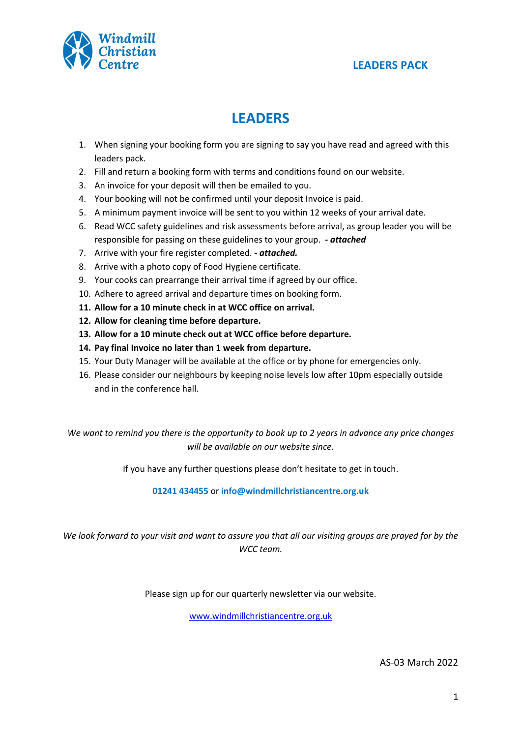Windmill Christian Centre

LEADERS PACK

# LEADERS

1. When signing your booking form you are signing to say you have read and agreed with this leaders pack.
2. Fill and return a booking form with terms and conditions found on our website.
3. An invoice for your deposit will then be emailed to you.
4. Your booking will not be confirmed until your deposit Invoice is paid.
5. A minimum payment invoice will be sent to you within 12 weeks of your arrival date.
6. Read WCC safety guidelines and risk assessments before arrival, as group leader you will be responsible for passing on these guidelines to your group. ***- attached***
7. Arrive with your fire register completed. ***- attached.***
8. Arrive with a photo copy of Food Hygiene certificate.
9. Your cooks can prearrange their arrival time if agreed by our office.
10. Adhere to agreed arrival and departure times on booking form.
11. **Allow for a 10 minute check in at WCC office on arrival.**
12. **Allow for cleaning time before departure.**
13. **Allow for a 10 minute check out at WCC office before departure.**
14. **Pay final Invoice no later than 1 week from departure.**
15. Your Duty Manager will be available at the office or by phone for emergencies only.
16. Please consider our neighbours by keeping noise levels low after 10pm especially outside and in the conference hall.

*We want to remind you there is the opportunity to book up to 2 years in advance any price changes will be available on our website since.*

If you have any further questions please don't hesitate to get in touch.

**01241 434455** or **info@windmillchristiancentre.org.uk**

*We look forward to your visit and want to assure you that all our visiting groups are prayed for by the WCC team.*

Please sign up for our quarterly newsletter via our website.

www.windmillchristiancentre.org.uk

AS-03 March 2022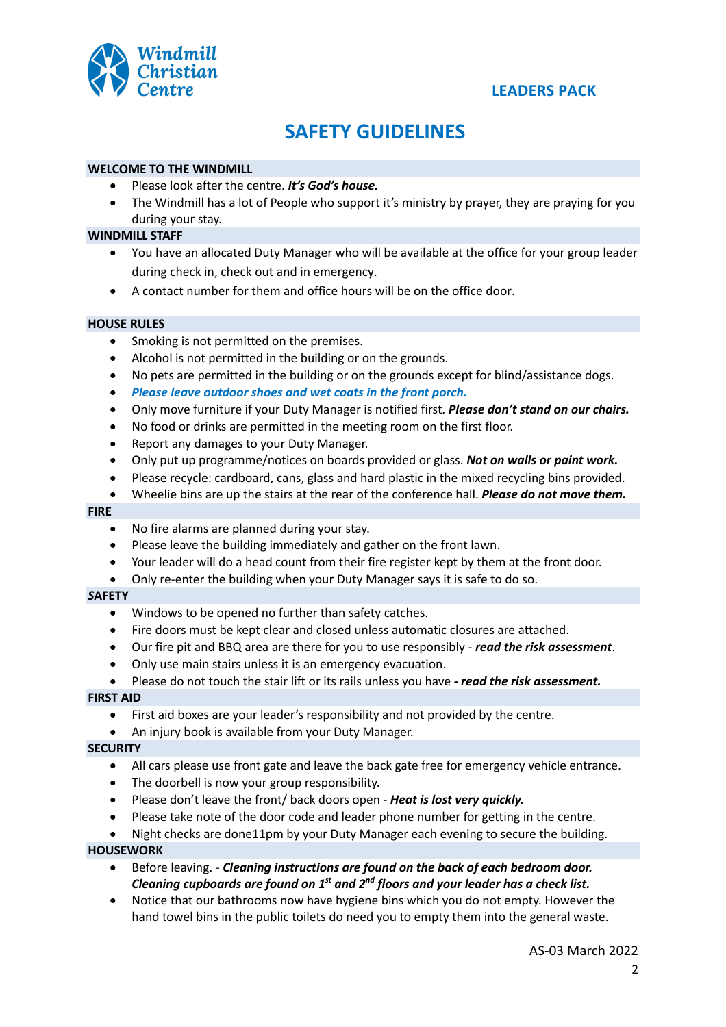Windmill Christian Centre

**LEADERS PACK**

# SAFETY GUIDELINES

## WELCOME TO THE WINDMILL

- Please look after the centre. ***It's God's house.***
- The Windmill has a lot of People who support it's ministry by prayer, they are praying for you during your stay.

## WINDMILL STAFF

- You have an allocated Duty Manager who will be available at the office for your group leader during check in, check out and in emergency.
- A contact number for them and office hours will be on the office door.

## HOUSE RULES

- Smoking is not permitted on the premises.
- Alcohol is not permitted in the building or on the grounds.
- No pets are permitted in the building or on the grounds except for blind/assistance dogs.
- ***Please leave outdoor shoes and wet coats in the front porch.***
- Only move furniture if your Duty Manager is notified first. ***Please don't stand on our chairs.***
- No food or drinks are permitted in the meeting room on the first floor.
- Report any damages to your Duty Manager.
- Only put up programme/notices on boards provided or glass. ***Not on walls or paint work.***
- Please recycle: cardboard, cans, glass and hard plastic in the mixed recycling bins provided.
- Wheelie bins are up the stairs at the rear of the conference hall. ***Please do not move them.***

## FIRE

- No fire alarms are planned during your stay.
- Please leave the building immediately and gather on the front lawn.
- Your leader will do a head count from their fire register kept by them at the front door.
- Only re-enter the building when your Duty Manager says it is safe to do so.

## *S*AFETY

- Windows to be opened no further than safety catches.
- Fire doors must be kept clear and closed unless automatic closures are attached.
- Our fire pit and BBQ area are there for you to use responsibly - ***read the risk assessment***.
- Only use main stairs unless it is an emergency evacuation.
- Please do not touch the stair lift or its rails unless you have ***- read the risk assessment.***

## FIRST AID

- First aid boxes are your leader's responsibility and not provided by the centre.
- An injury book is available from your Duty Manager.

## SECURITY

- All cars please use front gate and leave the back gate free for emergency vehicle entrance.
- The doorbell is now your group responsibility.
- Please don't leave the front/ back doors open - ***Heat is lost very quickly.***
- Please take note of the door code and leader phone number for getting in the centre.
- Night checks are done11pm by your Duty Manager each evening to secure the building.

## HOUSEWORK

- Before leaving. - ***Cleaning instructions are found on the back of each bedroom door. Cleaning cupboards are found on 1st and 2nd floors and your leader has a check list.***
- Notice that our bathrooms now have hygiene bins which you do not empty. However the hand towel bins in the public toilets do need you to empty them into the general waste.

AS-03 March 2022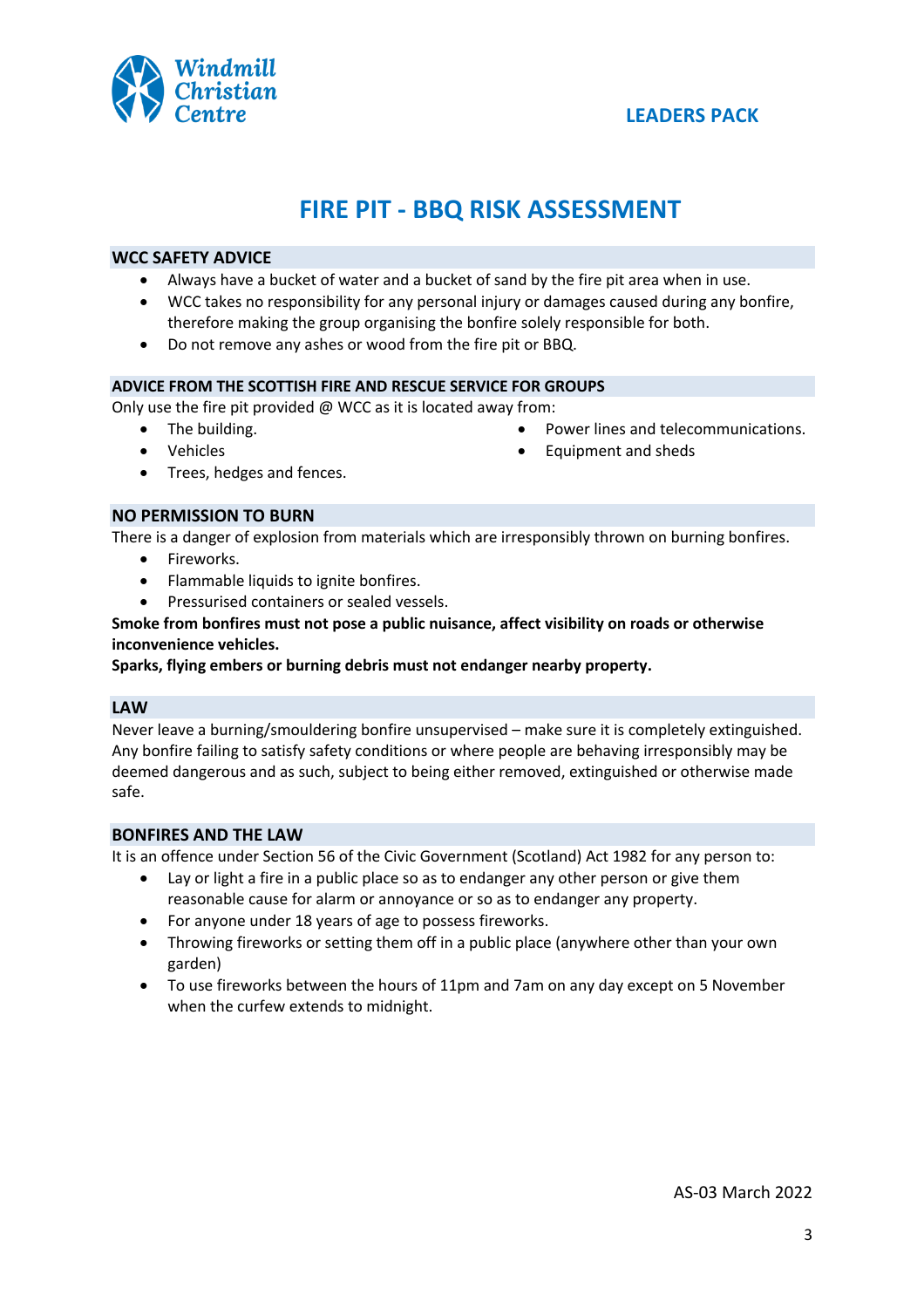Windmill Christian Centre

LEADERS PACK

# FIRE PIT - BBQ RISK ASSESSMENT

## WCC SAFETY ADVICE

- Always have a bucket of water and a bucket of sand by the fire pit area when in use.
- WCC takes no responsibility for any personal injury or damages caused during any bonfire, therefore making the group organising the bonfire solely responsible for both.
- Do not remove any ashes or wood from the fire pit or BBQ.

## ADVICE FROM THE SCOTTISH FIRE AND RESCUE SERVICE FOR GROUPS

Only use the fire pit provided @ WCC as it is located away from:

- The building.
- Vehicles
- Trees, hedges and fences.
- Power lines and telecommunications.
- Equipment and sheds

## NO PERMISSION TO BURN

There is a danger of explosion from materials which are irresponsibly thrown on burning bonfires.

- Fireworks.
- Flammable liquids to ignite bonfires.
- Pressurised containers or sealed vessels.

**Smoke from bonfires must not pose a public nuisance, affect visibility on roads or otherwise inconvenience vehicles.**

**Sparks, flying embers or burning debris must not endanger nearby property.**

## LAW

Never leave a burning/smouldering bonfire unsupervised – make sure it is completely extinguished. Any bonfire failing to satisfy safety conditions or where people are behaving irresponsibly may be deemed dangerous and as such, subject to being either removed, extinguished or otherwise made safe.

## BONFIRES AND THE LAW

It is an offence under Section 56 of the Civic Government (Scotland) Act 1982 for any person to:

- Lay or light a fire in a public place so as to endanger any other person or give them reasonable cause for alarm or annoyance or so as to endanger any property.
- For anyone under 18 years of age to possess fireworks.
- Throwing fireworks or setting them off in a public place (anywhere other than your own garden)
- To use fireworks between the hours of 11pm and 7am on any day except on 5 November when the curfew extends to midnight.

AS-03 March 2022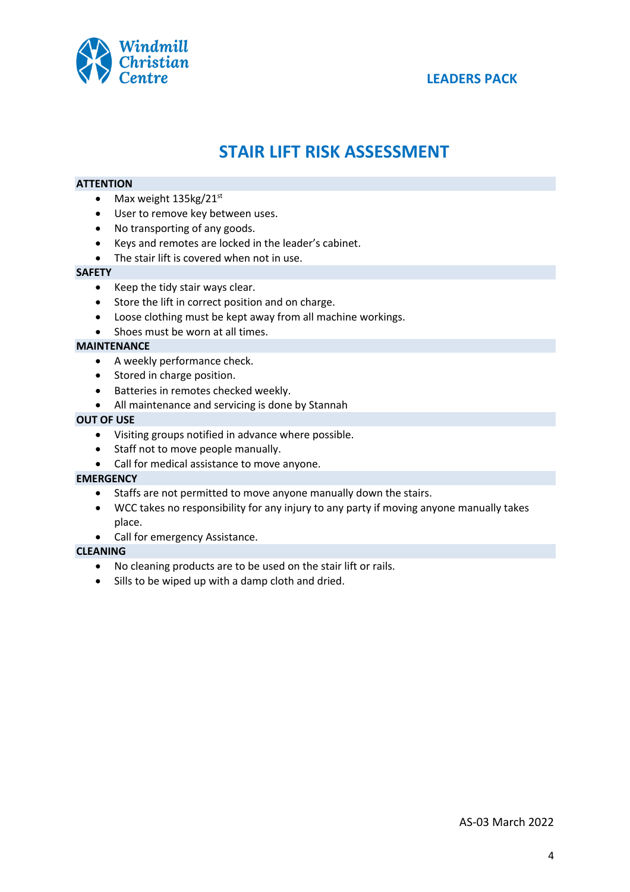# STAIR LIFT RISK ASSESSMENT

**ATTENTION**

- Max weight 135kg/21st
- User to remove key between uses.
- No transporting of any goods.
- Keys and remotes are locked in the leader's cabinet.
- The stair lift is covered when not in use.

**SAFETY**

- Keep the tidy stair ways clear.
- Store the lift in correct position and on charge.
- Loose clothing must be kept away from all machine workings.
- Shoes must be worn at all times.

**MAINTENANCE**

- A weekly performance check.
- Stored in charge position.
- Batteries in remotes checked weekly.
- All maintenance and servicing is done by Stannah

**OUT OF USE**

- Visiting groups notified in advance where possible.
- Staff not to move people manually.
- Call for medical assistance to move anyone.

**EMERGENCY**

- Staffs are not permitted to move anyone manually down the stairs.
- WCC takes no responsibility for any injury to any party if moving anyone manually takes place.
- Call for emergency Assistance.

**CLEANING**

- No cleaning products are to be used on the stair lift or rails.
- Sills to be wiped up with a damp cloth and dried.

AS-03 March 2022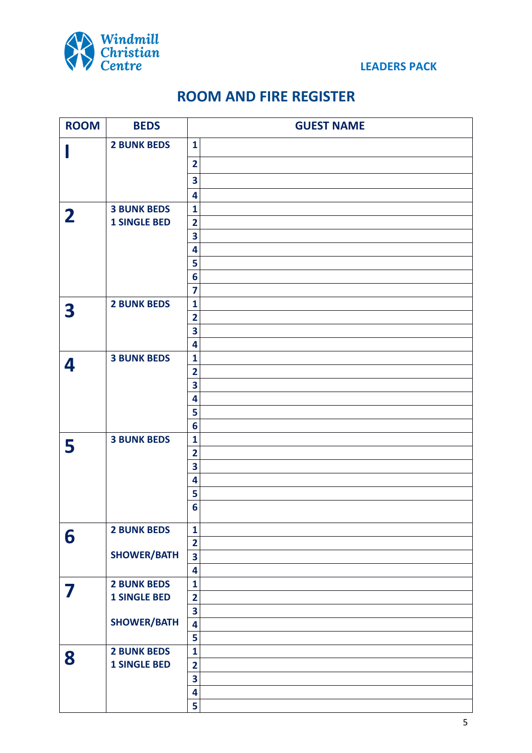LEADERS PACK

## ROOM AND FIRE REGISTER

| ROOM | BEDS | | GUEST NAME |
|---|---|---|---|
| 1 | 2 BUNK BEDS | 1 | |
| | | 2 | |
| | | 3 | |
| | | 4 | |
| 2 | 3 BUNK BEDS | 1 | |
| | 1 SINGLE BED | 2 | |
| | | 3 | |
| | | 4 | |
| | | 5 | |
| | | 6 | |
| | | 7 | |
| 3 | 2 BUNK BEDS | 1 | |
| | | 2 | |
| | | 3 | |
| | | 4 | |
| 4 | 3 BUNK BEDS | 1 | |
| | | 2 | |
| | | 3 | |
| | | 4 | |
| | | 5 | |
| | | 6 | |
| 5 | 3 BUNK BEDS | 1 | |
| | | 2 | |
| | | 3 | |
| | | 4 | |
| | | 5 | |
| | | 6 | |
| 6 | 2 BUNK BEDS | 1 | |
| | | 2 | |
| | SHOWER/BATH | 3 | |
| | | 4 | |
| 7 | 2 BUNK BEDS | 1 | |
| | 1 SINGLE BED | 2 | |
| | | 3 | |
| | SHOWER/BATH | 4 | |
| | | 5 | |
| 8 | 2 BUNK BEDS | 1 | |
| | 1 SINGLE BED | 2 | |
| | | 3 | |
| | | 4 | |
| | | 5 | |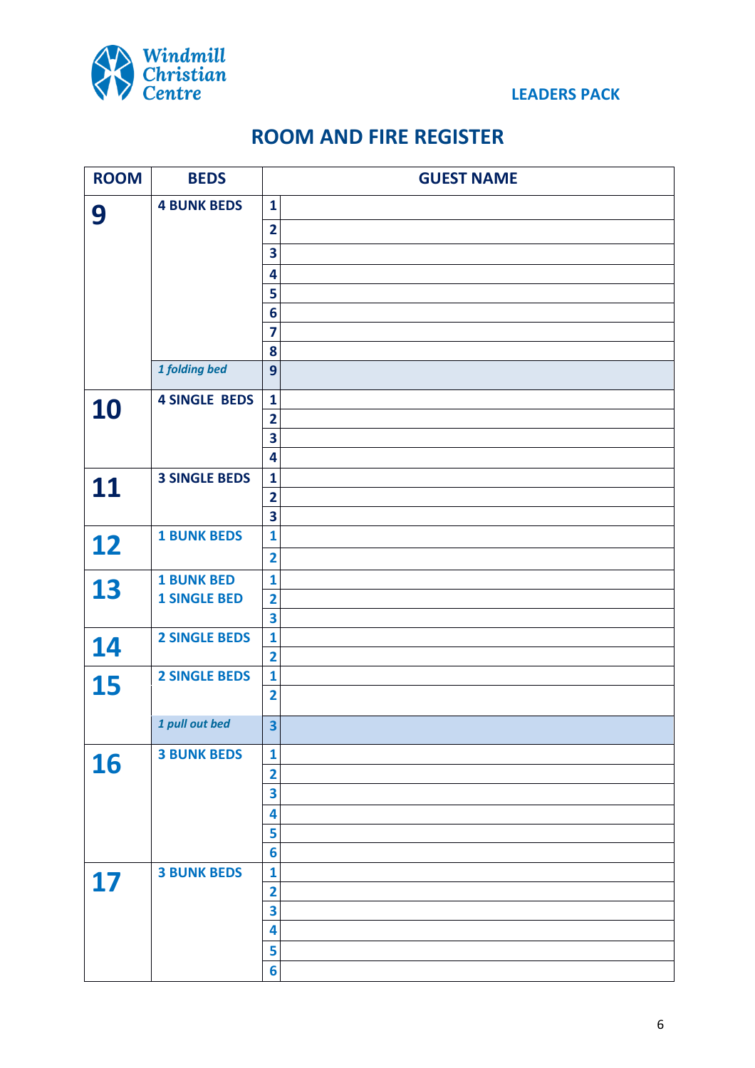Windmill Christian Centre

LEADERS PACK

## ROOM AND FIRE REGISTER

| ROOM | BEDS | | GUEST NAME |
|---|---|---|---|
| **9** | **4 BUNK BEDS** | 1 | |
| | | 2 | |
| | | 3 | |
| | | 4 | |
| | | 5 | |
| | | 6 | |
| | | 7 | |
| | | 8 | |
| | *1 folding bed* | 9 | |
| **10** | **4 SINGLE BEDS** | 1 | |
| | | 2 | |
| | | 3 | |
| | | 4 | |
| **11** | **3 SINGLE BEDS** | 1 | |
| | | 2 | |
| | | 3 | |
| **12** | **1 BUNK BEDS** | 1 | |
| | | 2 | |
| **13** | **1 BUNK BED** | 1 | |
| | **1 SINGLE BED** | 2 | |
| | | 3 | |
| **14** | **2 SINGLE BEDS** | 1 | |
| | | 2 | |
| **15** | **2 SINGLE BEDS** | 1 | |
| | | 2 | |
| | *1 pull out bed* | 3 | |
| **16** | **3 BUNK BEDS** | 1 | |
| | | 2 | |
| | | 3 | |
| | | 4 | |
| | | 5 | |
| | | 6 | |
| **17** | **3 BUNK BEDS** | 1 | |
| | | 2 | |
| | | 3 | |
| | | 4 | |
| | | 5 | |
| | | 6 | |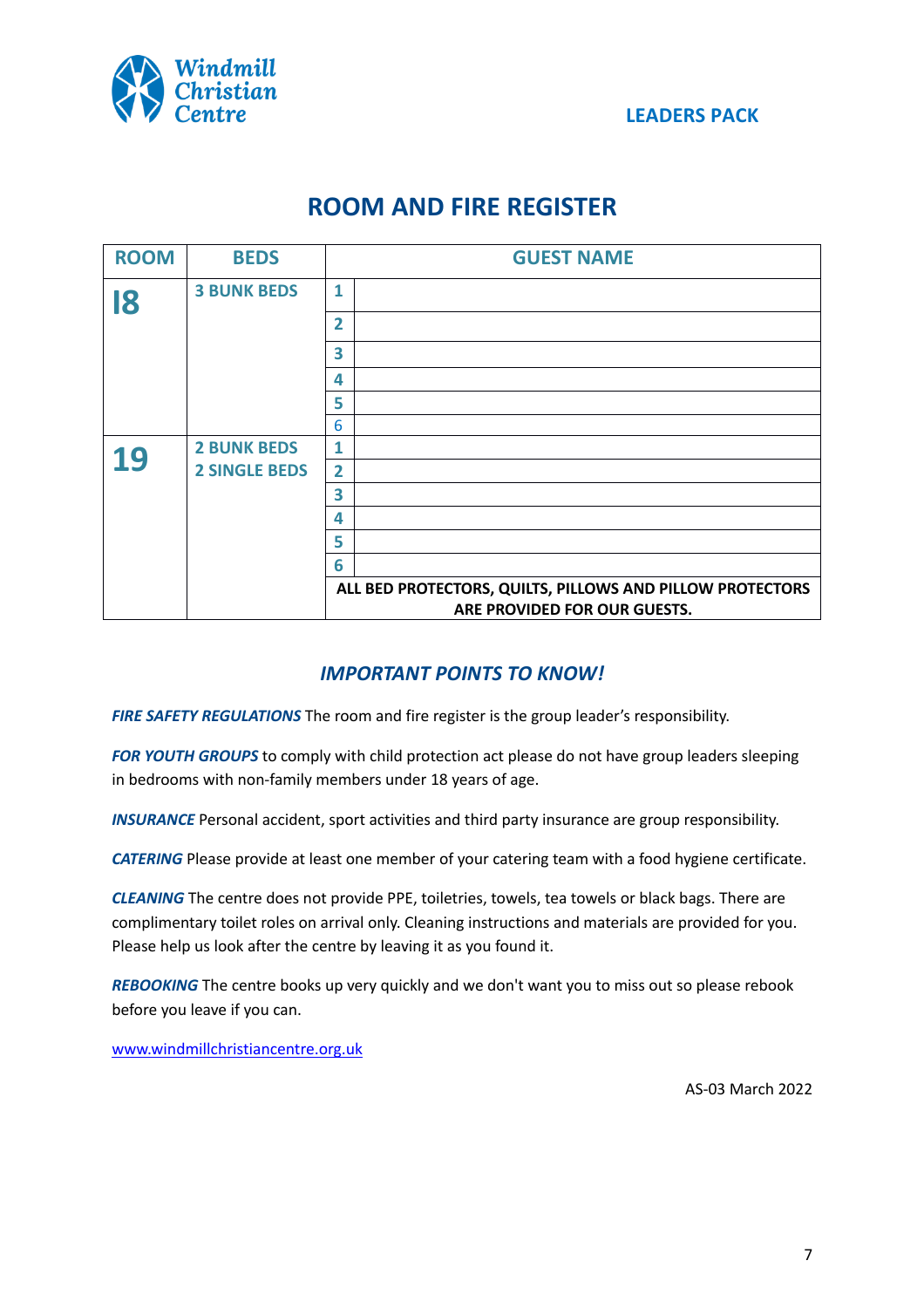LEADERS PACK

# ROOM AND FIRE REGISTER

| ROOM | BEDS | | GUEST NAME |
|---|---|---|---|
| **I8** | **3 BUNK BEDS** | **1** | |
| | | **2** | |
| | | **3** | |
| | | **4** | |
| | | **5** | |
| | | 6 | |
| **19** | **2 BUNK BEDS** **2 SINGLE BEDS** | **1** | |
| | | **2** | |
| | | **3** | |
| | | **4** | |
| | | **5** | |
| | | **6** | |
| | | **ALL BED PROTECTORS, QUILTS, PILLOWS AND PILLOW PROTECTORS ARE PROVIDED FOR OUR GUESTS.** | |

## *IMPORTANT POINTS TO KNOW!*

***FIRE SAFETY REGULATIONS*** The room and fire register is the group leader's responsibility.

***FOR YOUTH GROUPS*** to comply with child protection act please do not have group leaders sleeping in bedrooms with non-family members under 18 years of age.

***INSURANCE*** Personal accident, sport activities and third party insurance are group responsibility.

***CATERING*** Please provide at least one member of your catering team with a food hygiene certificate.

***CLEANING*** The centre does not provide PPE, toiletries, towels, tea towels or black bags. There are complimentary toilet roles on arrival only. Cleaning instructions and materials are provided for you. Please help us look after the centre by leaving it as you found it.

***REBOOKING*** The centre books up very quickly and we don't want you to miss out so please rebook before you leave if you can.

[www.windmillchristiancentre.org.uk](http://www.windmillchristiancentre.org.uk)

AS-03 March 2022